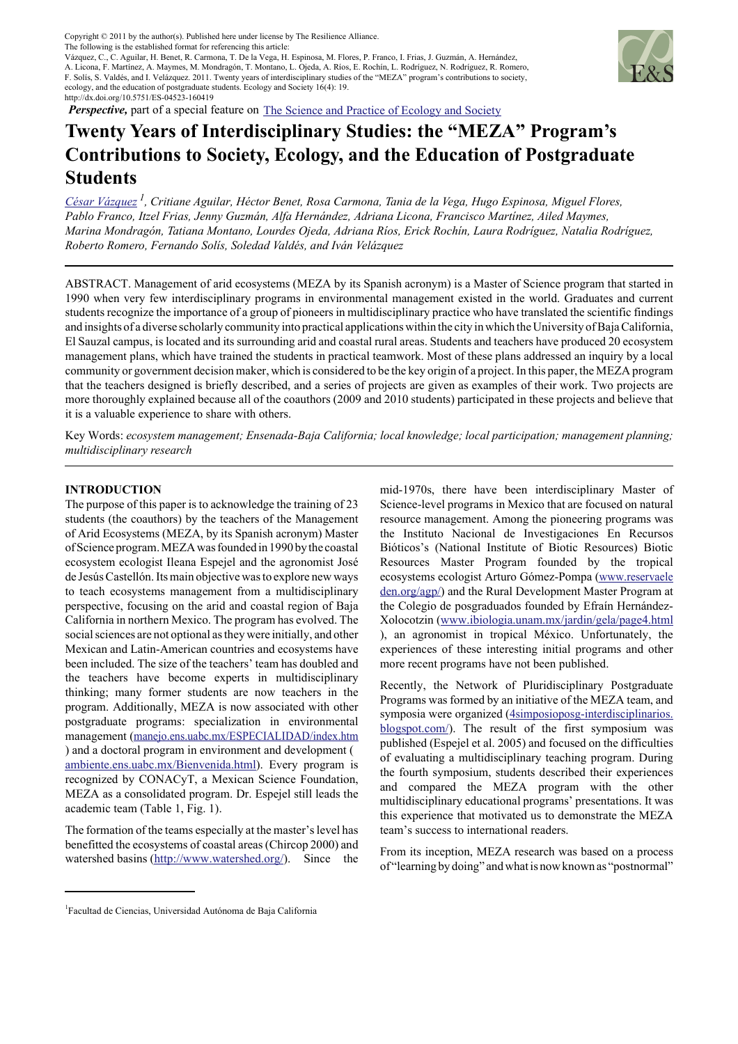Copyright © 2011 by the author(s). Published here under license by The Resilience Alliance.
The following is the established format for referencing this article:
Vázquez, C., C. Aguilar, H. Benet, R. Carmona, T. De la Vega, H. Espinosa, M. Flores, P. Franco, I. Frias, J. Guzmán, A. Hernández, A. Licona, F. Martínez, A. Maymes, M. Mondragón, T. Montano, L. Ojeda, A. Ríos, E. Rochín, L. Rodríguez, N. Rodríguez, R. Romero, F. Solís, S. Valdés, and I. Velázquez. 2011. Twenty years of interdisciplinary studies of the "MEZA" program's contributions to society, ecology, and the education of postgraduate students. Ecology and Society 16(4): 19.
http://dx.doi.org/10.5751/ES-04523-160419

***Perspective,*** part of a special feature on The Science and Practice of Ecology and Society

# Twenty Years of Interdisciplinary Studies: the "MEZA" Program's Contributions to Society, Ecology, and the Education of Postgraduate Students

*César Vázquez [1], Critiane Aguilar, Héctor Benet, Rosa Carmona, Tania de la Vega, Hugo Espinosa, Miguel Flores, Pablo Franco, Itzel Frias, Jenny Guzmán, Alfa Hernández, Adriana Licona, Francisco Martínez, Ailed Maymes, Marina Mondragón, Tatiana Montano, Lourdes Ojeda, Adriana Ríos, Erick Rochín, Laura Rodríguez, Natalia Rodríguez, Roberto Romero, Fernando Solís, Soledad Valdés, and Iván Velázquez*

---

ABSTRACT. Management of arid ecosystems (MEZA by its Spanish acronym) is a Master of Science program that started in 1990 when very few interdisciplinary programs in environmental management existed in the world. Graduates and current students recognize the importance of a group of pioneers in multidisciplinary practice who have translated the scientific findings and insights of a diverse scholarly community into practical applications within the city in which the University of Baja California, El Sauzal campus, is located and its surrounding arid and coastal rural areas. Students and teachers have produced 20 ecosystem management plans, which have trained the students in practical teamwork. Most of these plans addressed an inquiry by a local community or government decision maker, which is considered to be the key origin of a project. In this paper, the MEZA program that the teachers designed is briefly described, and a series of projects are given as examples of their work. Two projects are more thoroughly explained because all of the coauthors (2009 and 2010 students) participated in these projects and believe that it is a valuable experience to share with others.

Key Words: *ecosystem management; Ensenada-Baja California; local knowledge; local participation; management planning; multidisciplinary research*

---

## INTRODUCTION

The purpose of this paper is to acknowledge the training of 23 students (the coauthors) by the teachers of the Management of Arid Ecosystems (MEZA, by its Spanish acronym) Master of Science program. MEZA was founded in 1990 by the coastal ecosystem ecologist Ileana Espejel and the agronomist José de Jesús Castellón. Its main objective was to explore new ways to teach ecosystems management from a multidisciplinary perspective, focusing on the arid and coastal region of Baja California in northern Mexico. The program has evolved. The social sciences are not optional as they were initially, and other Mexican and Latin-American countries and ecosystems have been included. The size of the teachers' team has doubled and the teachers have become experts in multidisciplinary thinking; many former students are now teachers in the program. Additionally, MEZA is now associated with other postgraduate programs: specialization in environmental management (manejo.ens.uabc.mx/ESPECIALIDAD/index.htm) and a doctoral program in environment and development (ambiente.ens.uabc.mx/Bienvenida.html). Every program is recognized by CONACyT, a Mexican Science Foundation, MEZA as a consolidated program. Dr. Espejel still leads the academic team (Table 1, Fig. 1).

The formation of the teams especially at the master's level has benefitted the ecosystems of coastal areas (Chircop 2000) and watershed basins (http://www.watershed.org/). Since the mid-1970s, there have been interdisciplinary Master of Science-level programs in Mexico that are focused on natural resource management. Among the pioneering programs was the Instituto Nacional de Investigaciones En Recursos Bióticos's (National Institute of Biotic Resources) Biotic Resources Master Program founded by the tropical ecosystems ecologist Arturo Gómez-Pompa (www.reservaeleden.org/agp/) and the Rural Development Master Program at the Colegio de posgraduados founded by Efraín Hernández-Xolocotzin (www.ibiologia.unam.mx/jardin/gela/page4.html), an agronomist in tropical México. Unfortunately, the experiences of these interesting initial programs and other more recent programs have not been published.

Recently, the Network of Pluridisciplinary Postgraduate Programs was formed by an initiative of the MEZA team, and symposia were organized (4simposioposg-interdisciplinarios.blogspot.com/). The result of the first symposium was published (Espejel et al. 2005) and focused on the difficulties of evaluating a multidisciplinary teaching program. During the fourth symposium, students described their experiences and compared the MEZA program with the other multidisciplinary educational programs' presentations. It was this experience that motivated us to demonstrate the MEZA team's success to international readers.

From its inception, MEZA research was based on a process of "learning by doing" and what is now known as "postnormal"

---

[1] Facultad de Ciencias, Universidad Autónoma de Baja California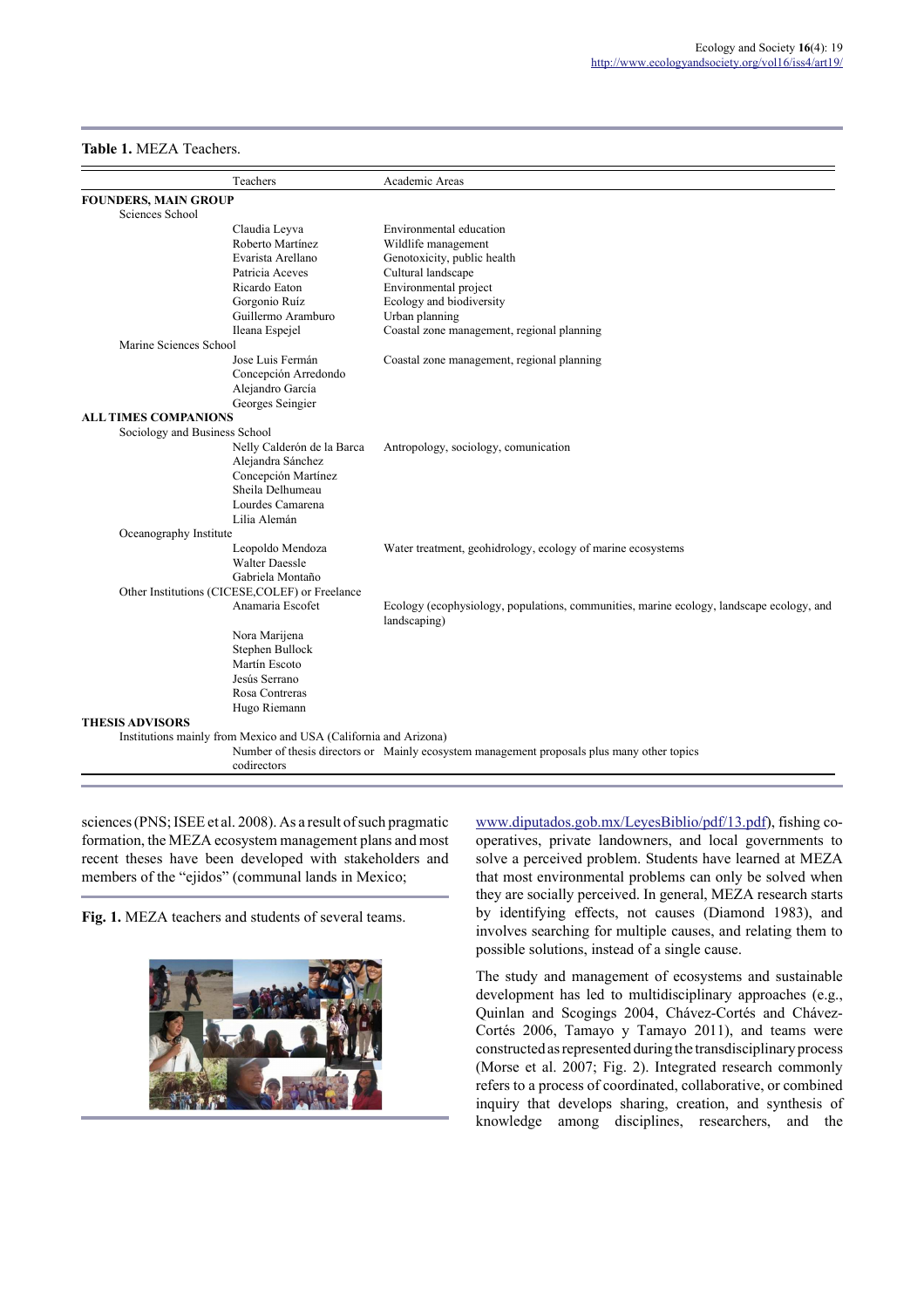**Table 1.** MEZA Teachers.

| | Teachers | Academic Areas |
|---|---|---|
| **FOUNDERS, MAIN GROUP** | | |
| Sciences School | | |
| | Claudia Leyva | Environmental education |
| | Roberto Martínez | Wildlife management |
| | Evarista Arellano | Genotoxicity, public health |
| | Patricia Aceves | Cultural landscape |
| | Ricardo Eaton | Environmental project |
| | Gorgonio Ruíz | Ecology and biodiversity |
| | Guillermo Aramburo | Urban planning |
| | Ileana Espejel | Coastal zone management, regional planning |
| Marine Sciences School | | |
| | Jose Luis Fermán | Coastal zone management, regional planning |
| | Concepción Arredondo | |
| | Alejandro García | |
| | Georges Seingier | |
| **ALL TIMES COMPANIONS** | | |
| Sociology and Business School | | |
| | Nelly Calderón de la Barca | Antropology, sociology, comunication |
| | Alejandra Sánchez | |
| | Concepción Martínez | |
| | Sheila Delhumeau | |
| | Lourdes Camarena | |
| | Lilia Alemán | |
| Oceanography Institute | | |
| | Leopoldo Mendoza | Water treatment, geohidrology, ecology of marine ecosystems |
| | Walter Daessle | |
| | Gabriela Montaño | |
| Other Institutions (CICESE,COLEF) or Freelance | | |
| | Anamaria Escofet | Ecology (ecophysiology, populations, communities, marine ecology, landscape ecology, and landscaping) |
| | Nora Marijena | |
| | Stephen Bullock | |
| | Martín Escoto | |
| | Jesús Serrano | |
| | Rosa Contreras | |
| | Hugo Riemann | |
| **THESIS ADVISORS** | | |
| Institutions mainly from Mexico and USA (California and Arizona) | | |
| | Number of thesis directors or codirectors | Mainly ecosystem management proposals plus many other topics |

sciences (PNS; ISEE et al. 2008). As a result of such pragmatic formation, the MEZA ecosystem management plans and most recent theses have been developed with stakeholders and members of the "ejidos" (communal lands in Mexico; www.diputados.gob.mx/LeyesBiblio/pdf/13.pdf), fishing co-operatives, private landowners, and local governments to solve a perceived problem. Students have learned at MEZA that most environmental problems can only be solved when they are socially perceived. In general, MEZA research starts by identifying effects, not causes (Diamond 1983), and involves searching for multiple causes, and relating them to possible solutions, instead of a single cause.

**Fig. 1.** MEZA teachers and students of several teams.

The study and management of ecosystems and sustainable development has led to multidisciplinary approaches (e.g., Quinlan and Scogings 2004, Chávez-Cortés and Chávez-Cortés 2006, Tamayo y Tamayo 2011), and teams were constructed as represented during the transdisciplinary process (Morse et al. 2007; Fig. 2). Integrated research commonly refers to a process of coordinated, collaborative, or combined inquiry that develops sharing, creation, and synthesis of knowledge among disciplines, researchers, and the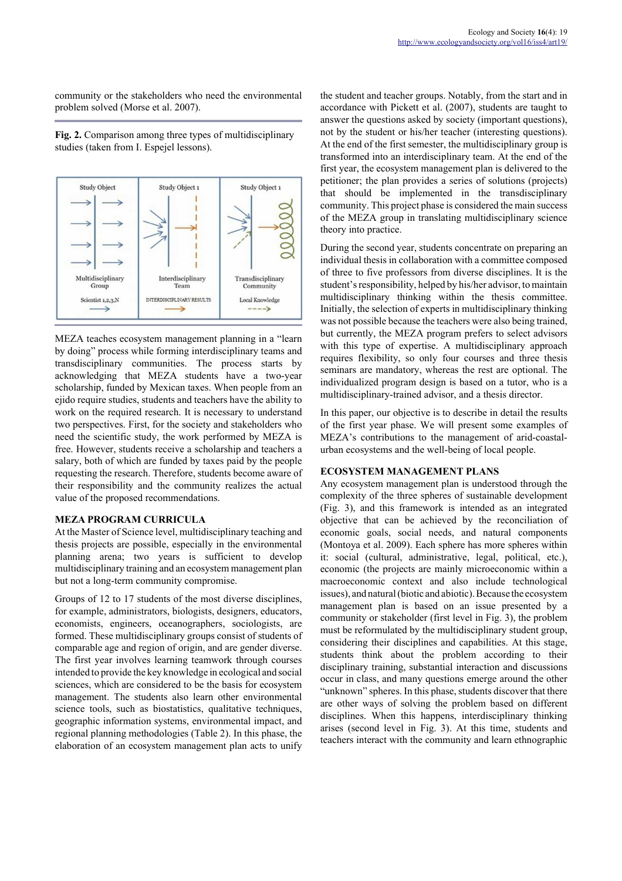community or the stakeholders who need the environmental problem solved (Morse et al. 2007).

**Fig. 2.** Comparison among three types of multidisciplinary studies (taken from I. Espejel lessons).

MEZA teaches ecosystem management planning in a "learn by doing" process while forming interdisciplinary teams and transdisciplinary communities. The process starts by acknowledging that MEZA students have a two-year scholarship, funded by Mexican taxes. When people from an ejido require studies, students and teachers have the ability to work on the required research. It is necessary to understand two perspectives. First, for the society and stakeholders who need the scientific study, the work performed by MEZA is free. However, students receive a scholarship and teachers a salary, both of which are funded by taxes paid by the people requesting the research. Therefore, students become aware of their responsibility and the community realizes the actual value of the proposed recommendations.

### MEZA PROGRAM CURRICULA

At the Master of Science level, multidisciplinary teaching and thesis projects are possible, especially in the environmental planning arena; two years is sufficient to develop multidisciplinary training and an ecosystem management plan but not a long-term community compromise.

Groups of 12 to 17 students of the most diverse disciplines, for example, administrators, biologists, designers, educators, economists, engineers, oceanographers, sociologists, are formed. These multidisciplinary groups consist of students of comparable age and region of origin, and are gender diverse. The first year involves learning teamwork through courses intended to provide the key knowledge in ecological and social sciences, which are considered to be the basis for ecosystem management. The students also learn other environmental science tools, such as biostatistics, qualitative techniques, geographic information systems, environmental impact, and regional planning methodologies (Table 2). In this phase, the elaboration of an ecosystem management plan acts to unify the student and teacher groups. Notably, from the start and in accordance with Pickett et al. (2007), students are taught to answer the questions asked by society (important questions), not by the student or his/her teacher (interesting questions). At the end of the first semester, the multidisciplinary group is transformed into an interdisciplinary team. At the end of the first year, the ecosystem management plan is delivered to the petitioner; the plan provides a series of solutions (projects) that should be implemented in the transdisciplinary community. This project phase is considered the main success of the MEZA group in translating multidisciplinary science theory into practice.

During the second year, students concentrate on preparing an individual thesis in collaboration with a committee composed of three to five professors from diverse disciplines. It is the student's responsibility, helped by his/her advisor, to maintain multidisciplinary thinking within the thesis committee. Initially, the selection of experts in multidisciplinary thinking was not possible because the teachers were also being trained, but currently, the MEZA program prefers to select advisors with this type of expertise. A multidisciplinary approach requires flexibility, so only four courses and three thesis seminars are mandatory, whereas the rest are optional. The individualized program design is based on a tutor, who is a multidisciplinary-trained advisor, and a thesis director.

In this paper, our objective is to describe in detail the results of the first year phase. We will present some examples of MEZA's contributions to the management of arid-coastal-urban ecosystems and the well-being of local people.

### ECOSYSTEM MANAGEMENT PLANS

Any ecosystem management plan is understood through the complexity of the three spheres of sustainable development (Fig. 3), and this framework is intended as an integrated objective that can be achieved by the reconciliation of economic goals, social needs, and natural components (Montoya et al. 2009). Each sphere has more spheres within it: social (cultural, administrative, legal, political, etc.), economic (the projects are mainly microeconomic within a macroeconomic context and also include technological issues), and natural (biotic and abiotic). Because the ecosystem management plan is based on an issue presented by a community or stakeholder (first level in Fig. 3), the problem must be reformulated by the multidisciplinary student group, considering their disciplines and capabilities. At this stage, students think about the problem according to their disciplinary training, substantial interaction and discussions occur in class, and many questions emerge around the other "unknown" spheres. In this phase, students discover that there are other ways of solving the problem based on different disciplines. When this happens, interdisciplinary thinking arises (second level in Fig. 3). At this time, students and teachers interact with the community and learn ethnographic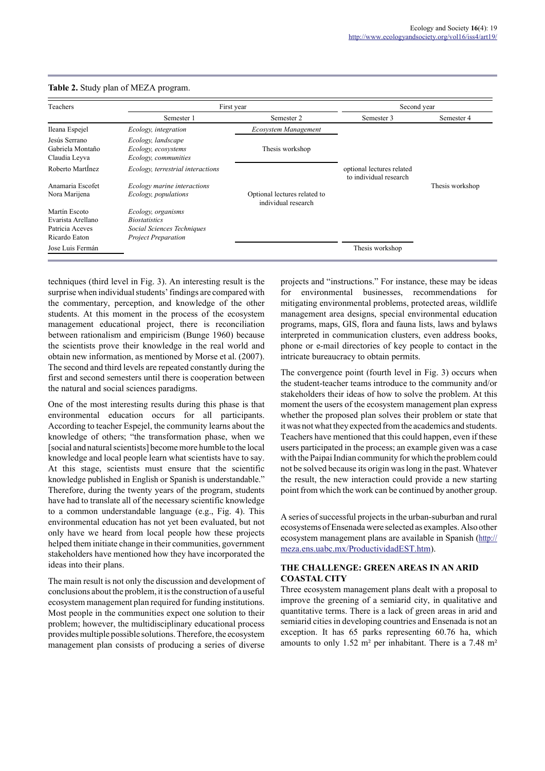**Table 2.** Study plan of MEZA program.

| Teachers | First year | | Second year | |
|---|---|---|---|---|
| | Semester 1 | Semester 2 | Semester 3 | Semester 4 |
| Ileana Espejel | *Ecology, integration* | *Ecosystem Management* | | |
| Jesús Serrano | *Ecology, landscape* | Thesis workshop | | |
| Gabriela Montaño | *Ecology, ecosystems* | | | |
| Claudia Leyva | *Ecology, communities* | | | |
| Roberto MartÍnez | *Ecology, terrestrial interactions* | | optional lectures related to individual research | |
| Anamaria Escofet | *Ecology marine interactions* | | | Thesis workshop |
| Nora Marijena | *Ecology, populations* | Optional lectures related to individual research | | |
| Martín Escoto | *Ecology, organisms* | | | |
| Evarista Arellano | *Biostatistics* | | | |
| Patricia Aceves | *Social Sciences Techniques* | | | |
| Ricardo Eaton | *Project Preparation* | | | |
| Jose Luis Fermán | | | Thesis workshop | |

techniques (third level in Fig. 3). An interesting result is the surprise when individual students' findings are compared with the commentary, perception, and knowledge of the other students. At this moment in the process of the ecosystem management educational project, there is reconciliation between rationalism and empiricism (Bunge 1960) because the scientists prove their knowledge in the real world and obtain new information, as mentioned by Morse et al. (2007). The second and third levels are repeated constantly during the first and second semesters until there is cooperation between the natural and social sciences paradigms.

One of the most interesting results during this phase is that environmental education occurs for all participants. According to teacher Espejel, the community learns about the knowledge of others; "the transformation phase, when we [social and natural scientists] become more humble to the local knowledge and local people learn what scientists have to say. At this stage, scientists must ensure that the scientific knowledge published in English or Spanish is understandable." Therefore, during the twenty years of the program, students have had to translate all of the necessary scientific knowledge to a common understandable language (e.g., Fig. 4). This environmental education has not yet been evaluated, but not only have we heard from local people how these projects helped them initiate change in their communities, government stakeholders have mentioned how they have incorporated the ideas into their plans.

The main result is not only the discussion and development of conclusions about the problem, it is the construction of a useful ecosystem management plan required for funding institutions. Most people in the communities expect one solution to their problem; however, the multidisciplinary educational process provides multiple possible solutions. Therefore, the ecosystem management plan consists of producing a series of diverse projects and "instructions." For instance, these may be ideas for environmental businesses, recommendations for mitigating environmental problems, protected areas, wildlife management area designs, special environmental education programs, maps, GIS, flora and fauna lists, laws and bylaws interpreted in communication clusters, even address books, phone or e-mail directories of key people to contact in the intricate bureaucracy to obtain permits.

The convergence point (fourth level in Fig. 3) occurs when the student-teacher teams introduce to the community and/or stakeholders their ideas of how to solve the problem. At this moment the users of the ecosystem management plan express whether the proposed plan solves their problem or state that it was not what they expected from the academics and students. Teachers have mentioned that this could happen, even if these users participated in the process; an example given was a case with the Paipai Indian community for which the problem could not be solved because its origin was long in the past. Whatever the result, the new interaction could provide a new starting point from which the work can be continued by another group.

A series of successful projects in the urban-suburban and rural ecosystems of Ensenada were selected as examples. Also other ecosystem management plans are available in Spanish (http://meza.ens.uabc.mx/ProductividadEST.htm).

## THE CHALLENGE: GREEN AREAS IN AN ARID COASTAL CITY

Three ecosystem management plans dealt with a proposal to improve the greening of a semiarid city, in qualitative and quantitative terms. There is a lack of green areas in arid and semiarid cities in developing countries and Ensenada is not an exception. It has 65 parks representing 60.76 ha, which amounts to only 1.52 m² per inhabitant. There is a 7.48 m²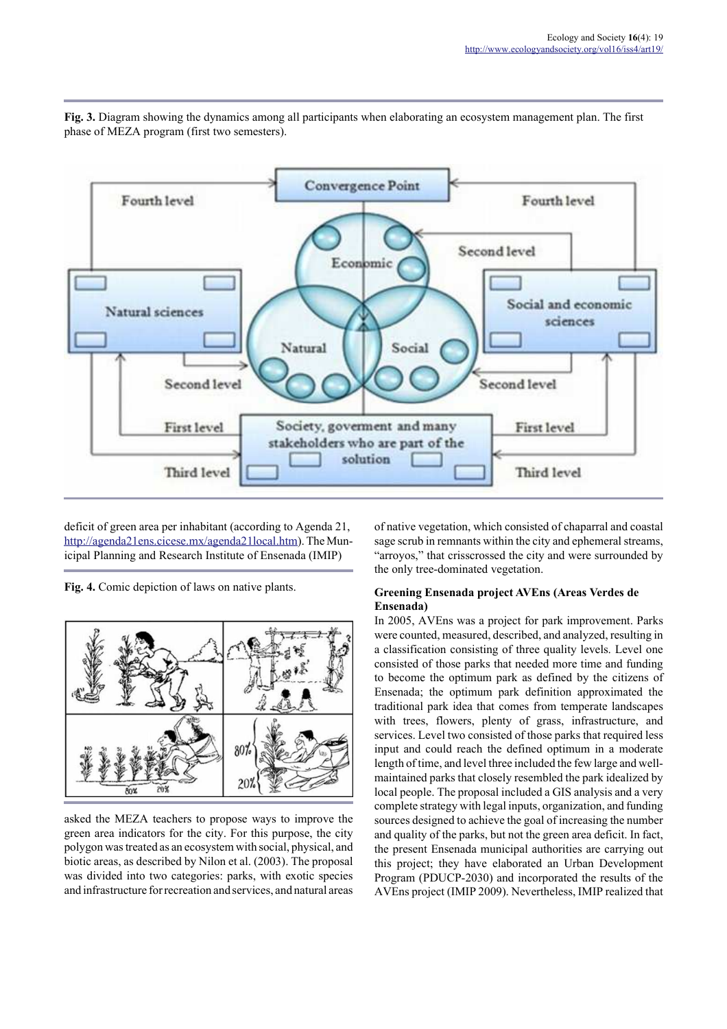**Fig. 3.** Diagram showing the dynamics among all participants when elaborating an ecosystem management plan. The first phase of MEZA program (first two semesters).

deficit of green area per inhabitant (according to Agenda 21, http://agenda21ens.cicese.mx/agenda21local.htm). The Municipal Planning and Research Institute of Ensenada (IMIP) asked the MEZA teachers to propose ways to improve the green area indicators for the city. For this purpose, the city polygon was treated as an ecosystem with social, physical, and biotic areas, as described by Nilon et al. (2003). The proposal was divided into two categories: parks, with exotic species and infrastructure for recreation and services, and natural areas of native vegetation, which consisted of chaparral and coastal sage scrub in remnants within the city and ephemeral streams, "arroyos," that crisscrossed the city and were surrounded by the only tree-dominated vegetation.

**Fig. 4.** Comic depiction of laws on native plants.

### Greening Ensenada project AVEns (Areas Verdes de Ensenada)

In 2005, AVEns was a project for park improvement. Parks were counted, measured, described, and analyzed, resulting in a classification consisting of three quality levels. Level one consisted of those parks that needed more time and funding to become the optimum park as defined by the citizens of Ensenada; the optimum park definition approximated the traditional park idea that comes from temperate landscapes with trees, flowers, plenty of grass, infrastructure, and services. Level two consisted of those parks that required less input and could reach the defined optimum in a moderate length of time, and level three included the few large and well-maintained parks that closely resembled the park idealized by local people. The proposal included a GIS analysis and a very complete strategy with legal inputs, organization, and funding sources designed to achieve the goal of increasing the number and quality of the parks, but not the green area deficit. In fact, the present Ensenada municipal authorities are carrying out this project; they have elaborated an Urban Development Program (PDUCP-2030) and incorporated the results of the AVEns project (IMIP 2009). Nevertheless, IMIP realized that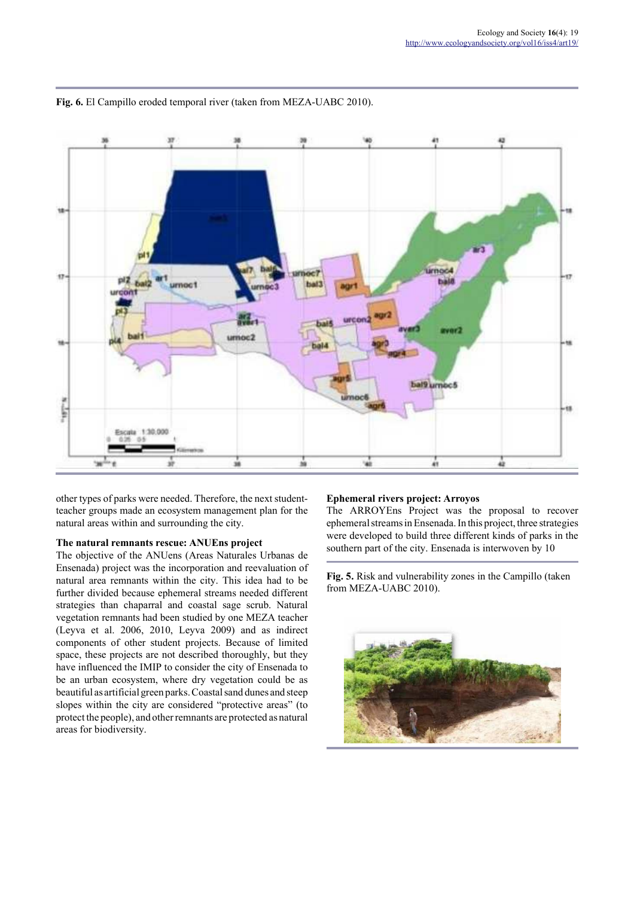**Fig. 6.** El Campillo eroded temporal river (taken from MEZA-UABC 2010).

other types of parks were needed. Therefore, the next student-teacher groups made an ecosystem management plan for the natural areas within and surrounding the city.

### The natural remnants rescue: ANUEns project

The objective of the ANUens (Areas Naturales Urbanas de Ensenada) project was the incorporation and reevaluation of natural area remnants within the city. This idea had to be further divided because ephemeral streams needed different strategies than chaparral and coastal sage scrub. Natural vegetation remnants had been studied by one MEZA teacher (Leyva et al. 2006, 2010, Leyva 2009) and as indirect components of other student projects. Because of limited space, these projects are not described thoroughly, but they have influenced the IMIP to consider the city of Ensenada to be an urban ecosystem, where dry vegetation could be as beautiful as artificial green parks. Coastal sand dunes and steep slopes within the city are considered "protective areas" (to protect the people), and other remnants are protected as natural areas for biodiversity.

### Ephemeral rivers project: Arroyos

The ARROYEns Project was the proposal to recover ephemeral streams in Ensenada. In this project, three strategies were developed to build three different kinds of parks in the southern part of the city. Ensenada is interwoven by 10

**Fig. 5.** Risk and vulnerability zones in the Campillo (taken from MEZA-UABC 2010).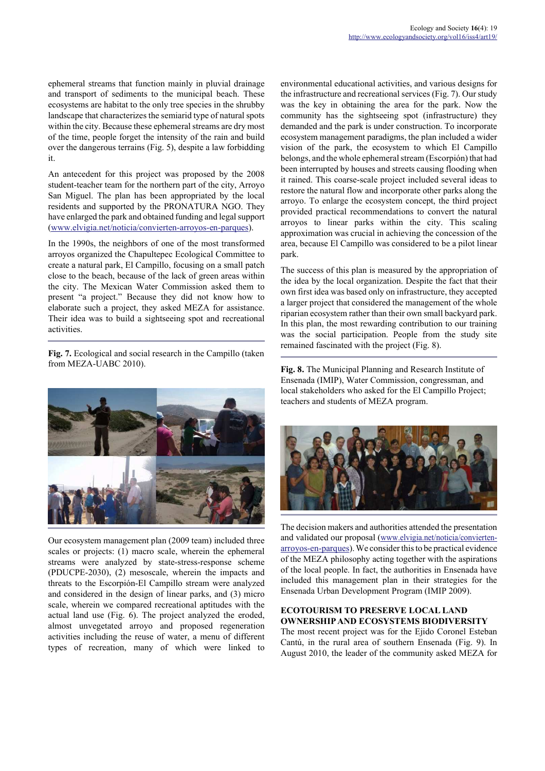ephemeral streams that function mainly in pluvial drainage and transport of sediments to the municipal beach. These ecosystems are habitat to the only tree species in the shrubby landscape that characterizes the semiarid type of natural spots within the city. Because these ephemeral streams are dry most of the time, people forget the intensity of the rain and build over the dangerous terrains (Fig. 5), despite a law forbidding it.

An antecedent for this project was proposed by the 2008 student-teacher team for the northern part of the city, Arroyo San Miguel. The plan has been appropriated by the local residents and supported by the PRONATURA NGO. They have enlarged the park and obtained funding and legal support (www.elvigia.net/noticia/convierten-arroyos-en-parques).

In the 1990s, the neighbors of one of the most transformed arroyos organized the Chapultepec Ecological Committee to create a natural park, El Campillo, focusing on a small patch close to the beach, because of the lack of green areas within the city. The Mexican Water Commission asked them to present "a project." Because they did not know how to elaborate such a project, they asked MEZA for assistance. Their idea was to build a sightseeing spot and recreational activities.

**Fig. 7.** Ecological and social research in the Campillo (taken from MEZA-UABC 2010).

Our ecosystem management plan (2009 team) included three scales or projects: (1) macro scale, wherein the ephemeral streams were analyzed by state-stress-response scheme (PDUCPE-2030), (2) mesoscale, wherein the impacts and threats to the Escorpión-El Campillo stream were analyzed and considered in the design of linear parks, and (3) micro scale, wherein we compared recreational aptitudes with the actual land use (Fig. 6). The project analyzed the eroded, almost unvegetated arroyo and proposed regeneration activities including the reuse of water, a menu of different types of recreation, many of which were linked to environmental educational activities, and various designs for the infrastructure and recreational services (Fig. 7). Our study was the key in obtaining the area for the park. Now the community has the sightseeing spot (infrastructure) they demanded and the park is under construction. To incorporate ecosystem management paradigms, the plan included a wider vision of the park, the ecosystem to which El Campillo belongs, and the whole ephemeral stream (Escorpión) that had been interrupted by houses and streets causing flooding when it rained. This coarse-scale project included several ideas to restore the natural flow and incorporate other parks along the arroyo. To enlarge the ecosystem concept, the third project provided practical recommendations to convert the natural arroyos to linear parks within the city. This scaling approximation was crucial in achieving the concession of the area, because El Campillo was considered to be a pilot linear park.

The success of this plan is measured by the appropriation of the idea by the local organization. Despite the fact that their own first idea was based only on infrastructure, they accepted a larger project that considered the management of the whole riparian ecosystem rather than their own small backyard park. In this plan, the most rewarding contribution to our training was the social participation. People from the study site remained fascinated with the project (Fig. 8).

**Fig. 8.** The Municipal Planning and Research Institute of Ensenada (IMIP), Water Commission, congressman, and local stakeholders who asked for the El Campillo Project; teachers and students of MEZA program.

The decision makers and authorities attended the presentation and validated our proposal (www.elvigia.net/noticia/convierten-arroyos-en-parques). We consider this to be practical evidence of the MEZA philosophy acting together with the aspirations of the local people. In fact, the authorities in Ensenada have included this management plan in their strategies for the Ensenada Urban Development Program (IMIP 2009).

## ECOTOURISM TO PRESERVE LOCAL LAND OWNERSHIP AND ECOSYSTEMS BIODIVERSITY

The most recent project was for the Ejido Coronel Esteban Cantú, in the rural area of southern Ensenada (Fig. 9). In August 2010, the leader of the community asked MEZA for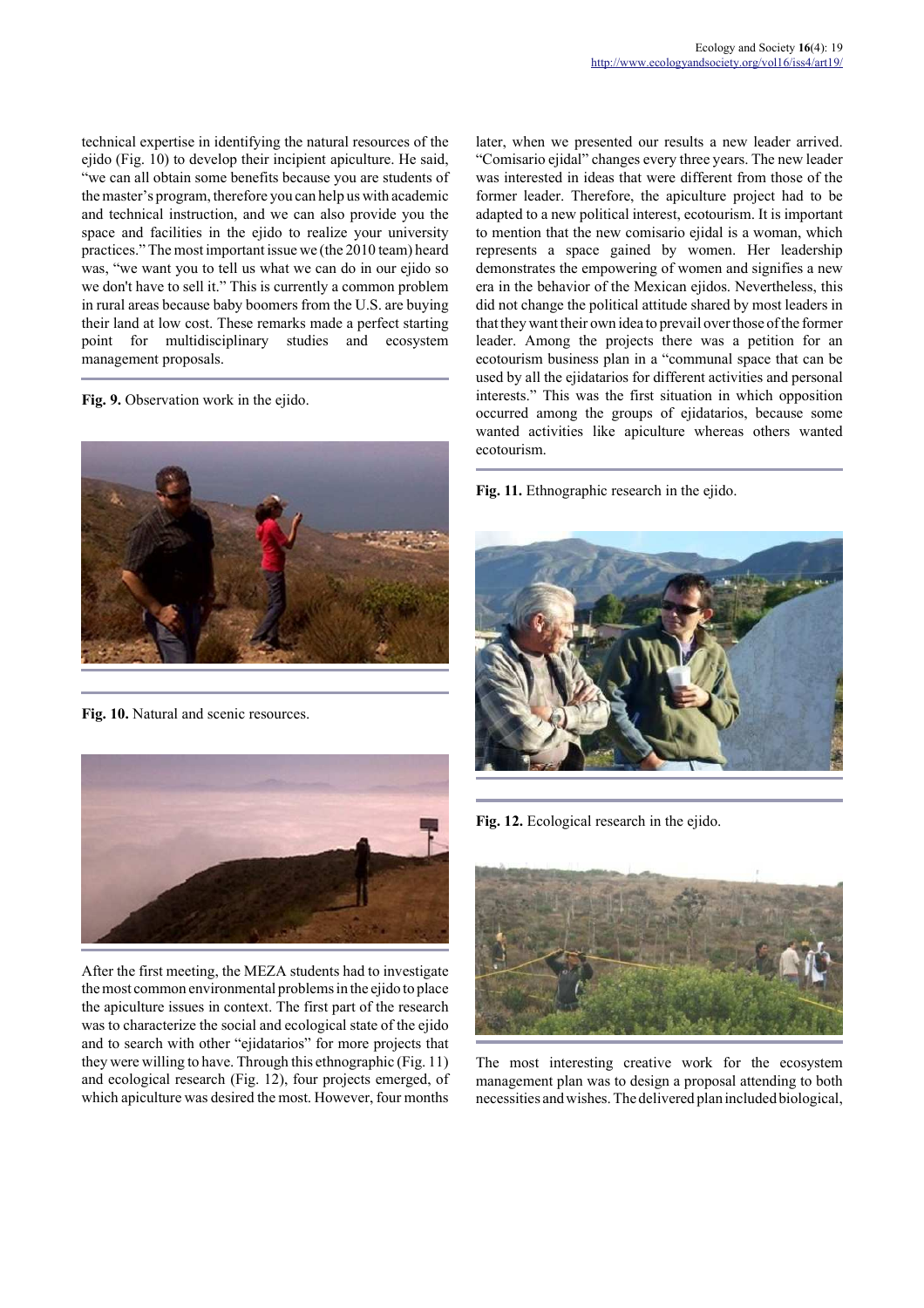technical expertise in identifying the natural resources of the ejido (Fig. 10) to develop their incipient apiculture. He said, "we can all obtain some benefits because you are students of the master's program, therefore you can help us with academic and technical instruction, and we can also provide you the space and facilities in the ejido to realize your university practices." The most important issue we (the 2010 team) heard was, "we want you to tell us what we can do in our ejido so we don't have to sell it." This is currently a common problem in rural areas because baby boomers from the U.S. are buying their land at low cost. These remarks made a perfect starting point for multidisciplinary studies and ecosystem management proposals.

**Fig. 9.** Observation work in the ejido.

**Fig. 10.** Natural and scenic resources.

After the first meeting, the MEZA students had to investigate the most common environmental problems in the ejido to place the apiculture issues in context. The first part of the research was to characterize the social and ecological state of the ejido and to search with other "ejidatarios" for more projects that they were willing to have. Through this ethnographic (Fig. 11) and ecological research (Fig. 12), four projects emerged, of which apiculture was desired the most. However, four months later, when we presented our results a new leader arrived. "Comisario ejidal" changes every three years. The new leader was interested in ideas that were different from those of the former leader. Therefore, the apiculture project had to be adapted to a new political interest, ecotourism. It is important to mention that the new comisario ejidal is a woman, which represents a space gained by women. Her leadership demonstrates the empowering of women and signifies a new era in the behavior of the Mexican ejidos. Nevertheless, this did not change the political attitude shared by most leaders in that they want their own idea to prevail over those of the former leader. Among the projects there was a petition for an ecotourism business plan in a "communal space that can be used by all the ejidatarios for different activities and personal interests." This was the first situation in which opposition occurred among the groups of ejidatarios, because some wanted activities like apiculture whereas others wanted ecotourism.

**Fig. 11.** Ethnographic research in the ejido.

**Fig. 12.** Ecological research in the ejido.

The most interesting creative work for the ecosystem management plan was to design a proposal attending to both necessities and wishes. The delivered plan included biological,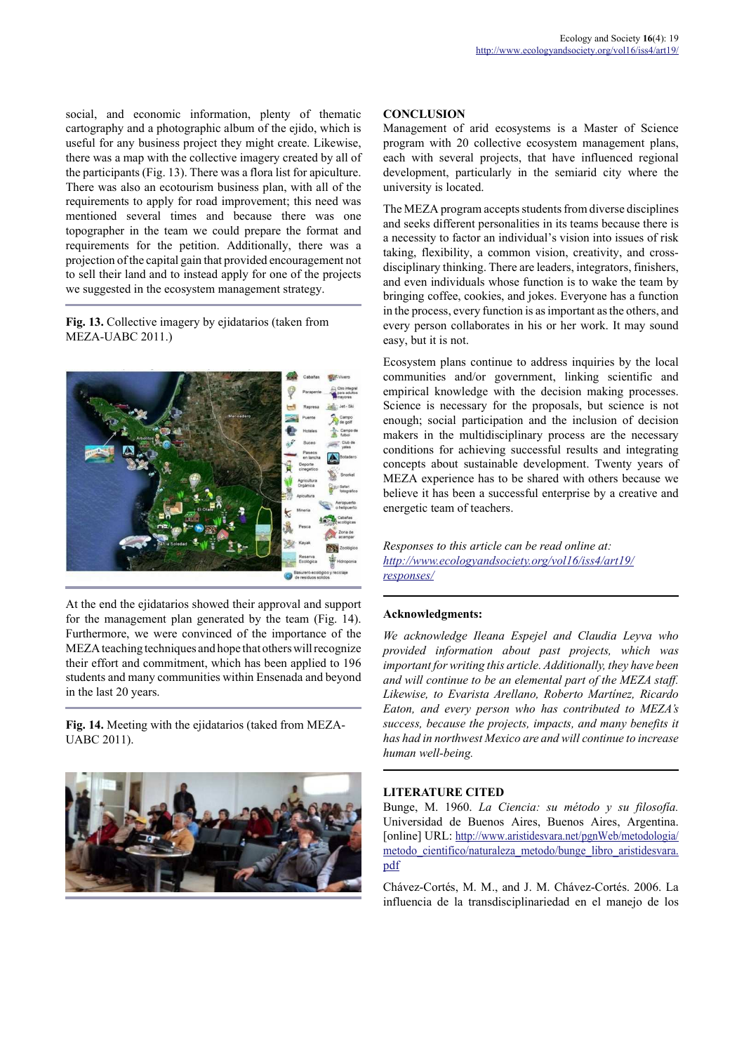social, and economic information, plenty of thematic cartography and a photographic album of the ejido, which is useful for any business project they might create. Likewise, there was a map with the collective imagery created by all of the participants (Fig. 13). There was a flora list for apiculture. There was also an ecotourism business plan, with all of the requirements to apply for road improvement; this need was mentioned several times and because there was one topographer in the team we could prepare the format and requirements for the petition. Additionally, there was a projection of the capital gain that provided encouragement not to sell their land and to instead apply for one of the projects we suggested in the ecosystem management strategy.

**Fig. 13.** Collective imagery by ejidatarios (taken from MEZA-UABC 2011.)

At the end the ejidatarios showed their approval and support for the management plan generated by the team (Fig. 14). Furthermore, we were convinced of the importance of the MEZA teaching techniques and hope that others will recognize their effort and commitment, which has been applied to 196 students and many communities within Ensenada and beyond in the last 20 years.

**Fig. 14.** Meeting with the ejidatarios (taked from MEZA-UABC 2011).

## CONCLUSION

Management of arid ecosystems is a Master of Science program with 20 collective ecosystem management plans, each with several projects, that have influenced regional development, particularly in the semiarid city where the university is located.

The MEZA program accepts students from diverse disciplines and seeks different personalities in its teams because there is a necessity to factor an individual's vision into issues of risk taking, flexibility, a common vision, creativity, and cross-disciplinary thinking. There are leaders, integrators, finishers, and even individuals whose function is to wake the team by bringing coffee, cookies, and jokes. Everyone has a function in the process, every function is as important as the others, and every person collaborates in his or her work. It may sound easy, but it is not.

Ecosystem plans continue to address inquiries by the local communities and/or government, linking scientific and empirical knowledge with the decision making processes. Science is necessary for the proposals, but science is not enough; social participation and the inclusion of decision makers in the multidisciplinary process are the necessary conditions for achieving successful results and integrating concepts about sustainable development. Twenty years of MEZA experience has to be shared with others because we believe it has been a successful enterprise by a creative and energetic team of teachers.

*Responses to this article can be read online at: http://www.ecologyandsociety.org/vol16/iss4/art19/responses/*

## Acknowledgments:

*We acknowledge Ileana Espejel and Claudia Leyva who provided information about past projects, which was important for writing this article. Additionally, they have been and will continue to be an elemental part of the MEZA staff. Likewise, to Evarista Arellano, Roberto Martínez, Ricardo Eaton, and every person who has contributed to MEZA's success, because the projects, impacts, and many benefits it has had in northwest Mexico are and will continue to increase human well-being.*

## LITERATURE CITED

Bunge, M. 1960. *La Ciencia: su método y su filosofía.* Universidad de Buenos Aires, Buenos Aires, Argentina. [online] URL: http://www.aristidesvara.net/pgnWeb/metodologia/metodo_cientifico/naturaleza_metodo/bunge_libro_aristidesvara.pdf

Chávez-Cortés, M. M., and J. M. Chávez-Cortés. 2006. La influencia de la transdisciplinariedad en el manejo de los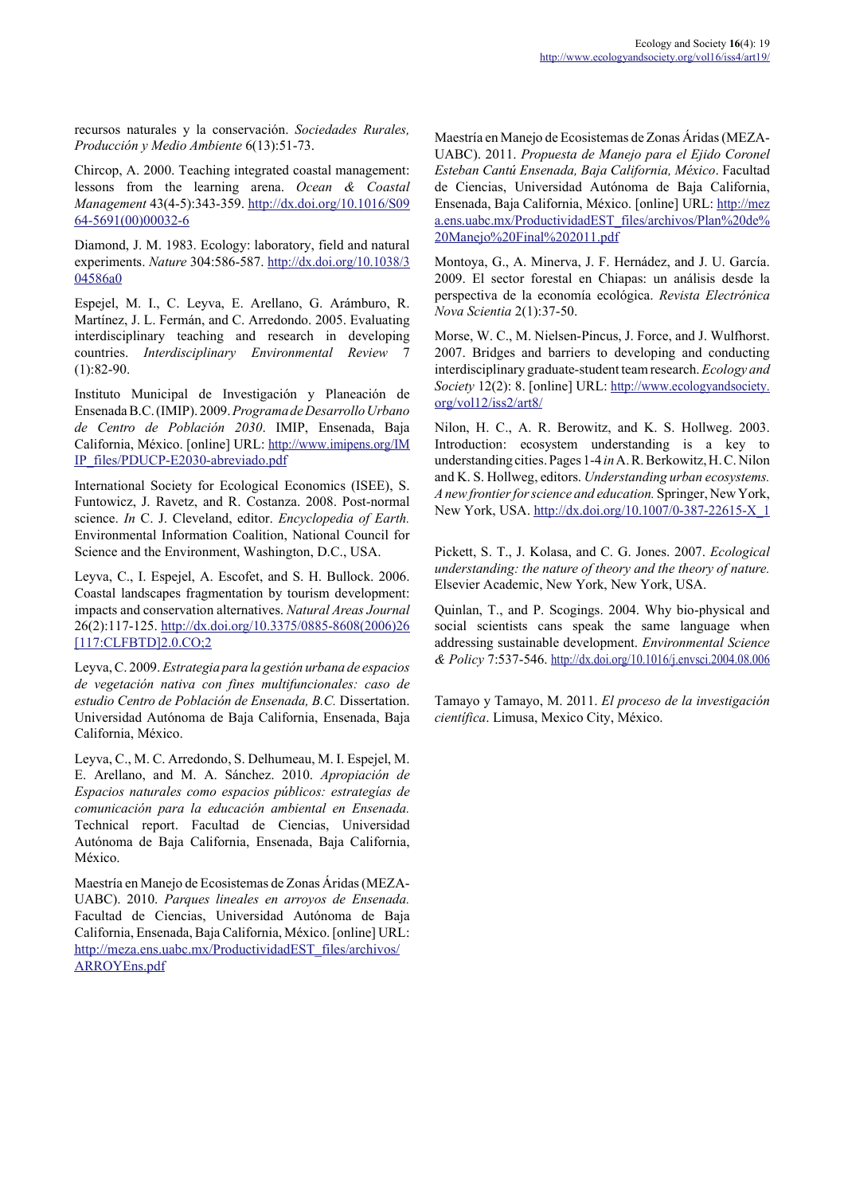recursos naturales y la conservación. *Sociedades Rurales, Producción y Medio Ambiente* 6(13):51-73.

Chircop, A. 2000. Teaching integrated coastal management: lessons from the learning arena. *Ocean & Coastal Management* 43(4-5):343-359. http://dx.doi.org/10.1016/S0964-5691(00)00032-6

Diamond, J. M. 1983. Ecology: laboratory, field and natural experiments. *Nature* 304:586-587. http://dx.doi.org/10.1038/304586a0

Espejel, M. I., C. Leyva, E. Arellano, G. Arámburo, R. Martínez, J. L. Fermán, and C. Arredondo. 2005. Evaluating interdisciplinary teaching and research in developing countries. *Interdisciplinary Environmental Review* 7 (1):82-90.

Instituto Municipal de Investigación y Planeación de Ensenada B.C. (IMIP). 2009. *Programa de Desarrollo Urbano de Centro de Población 2030*. IMIP, Ensenada, Baja California, México. [online] URL: http://www.imipens.org/IMIP_files/PDUCP-E2030-abreviado.pdf

International Society for Ecological Economics (ISEE), S. Funtowicz, J. Ravetz, and R. Costanza. 2008. Post-normal science. *In* C. J. Cleveland, editor. *Encyclopedia of Earth.* Environmental Information Coalition, National Council for Science and the Environment, Washington, D.C., USA.

Leyva, C., I. Espejel, A. Escofet, and S. H. Bullock. 2006. Coastal landscapes fragmentation by tourism development: impacts and conservation alternatives. *Natural Areas Journal* 26(2):117-125. http://dx.doi.org/10.3375/0885-8608(2006)26[117:CLFBTD]2.0.CO;2

Leyva, C. 2009. *Estrategia para la gestión urbana de espacios de vegetación nativa con fines multifuncionales: caso de estudio Centro de Población de Ensenada, B.C.* Dissertation. Universidad Autónoma de Baja California, Ensenada, Baja California, México.

Leyva, C., M. C. Arredondo, S. Delhumeau, M. I. Espejel, M. E. Arellano, and M. A. Sánchez. 2010. *Apropiación de Espacios naturales como espacios públicos: estrategías de comunicación para la educación ambiental en Ensenada.* Technical report. Facultad de Ciencias, Universidad Autónoma de Baja California, Ensenada, Baja California, México.

Maestría en Manejo de Ecosistemas de Zonas Áridas (MEZA-UABC). 2010. *Parques lineales en arroyos de Ensenada.* Facultad de Ciencias, Universidad Autónoma de Baja California, Ensenada, Baja California, México. [online] URL: http://meza.ens.uabc.mx/ProductividadEST_files/archivos/ARROYEns.pdf

Maestría en Manejo de Ecosistemas de Zonas Áridas (MEZA-UABC). 2011. *Propuesta de Manejo para el Ejido Coronel Esteban Cantú Ensenada, Baja California, México*. Facultad de Ciencias, Universidad Autónoma de Baja California, Ensenada, Baja California, México. [online] URL: http://meza.ens.uabc.mx/ProductividadEST_files/archivos/Plan%20de%20Manejo%20Final%202011.pdf

Montoya, G., A. Minerva, J. F. Hernádez, and J. U. García. 2009. El sector forestal en Chiapas: un análisis desde la perspectiva de la economía ecológica. *Revista Electrónica Nova Scientia* 2(1):37-50.

Morse, W. C., M. Nielsen-Pincus, J. Force, and J. Wulfhorst. 2007. Bridges and barriers to developing and conducting interdisciplinary graduate-student team research. *Ecology and Society* 12(2): 8. [online] URL: http://www.ecologyandsociety.org/vol12/iss2/art8/

Nilon, H. C., A. R. Berowitz, and K. S. Hollweg. 2003. Introduction: ecosystem understanding is a key to understanding cities. Pages 1-4 *in* A. R. Berkowitz, H. C. Nilon and K. S. Hollweg, editors. *Understanding urban ecosystems. A new frontier for science and education.* Springer, New York, New York, USA. http://dx.doi.org/10.1007/0-387-22615-X_1

Pickett, S. T., J. Kolasa, and C. G. Jones. 2007. *Ecological understanding: the nature of theory and the theory of nature.* Elsevier Academic, New York, New York, USA.

Quinlan, T., and P. Scogings. 2004. Why bio-physical and social scientists cans speak the same language when addressing sustainable development. *Environmental Science & Policy* 7:537-546. http://dx.doi.org/10.1016/j.envsci.2004.08.006

Tamayo y Tamayo, M. 2011. *El proceso de la investigación científica*. Limusa, Mexico City, México.